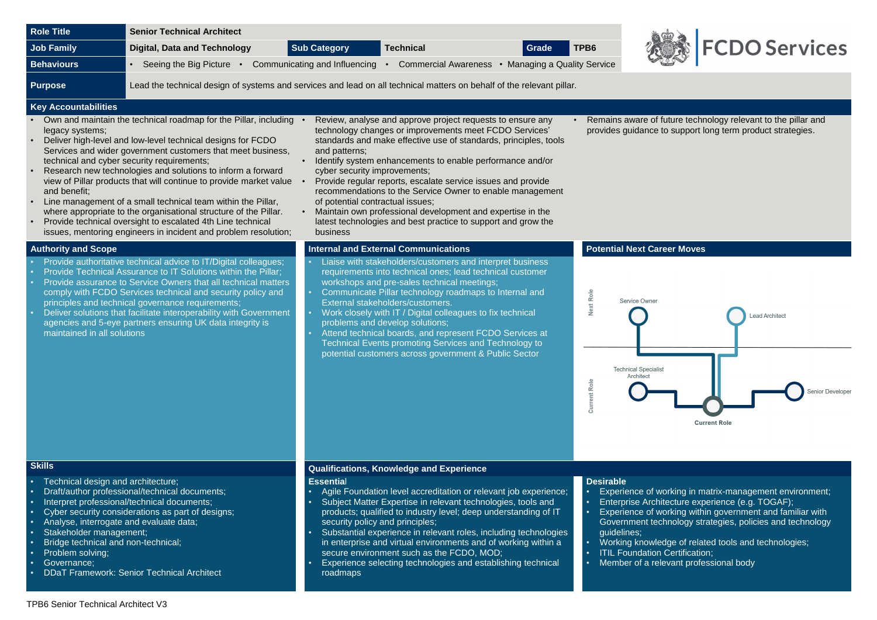| Role Title | Senior Technical Architect | | | | |
|---|---|---|---|---|---|
| Job Family | Digital, Data and Technology | Sub Category | Technical | Grade | TPB6 |
| Behaviours | • Seeing the Big Picture • Communicating and Influencing • Commercial Awareness • Managing a Quality Service | | | | |
| Purpose | Lead the technical design of systems and services and lead on all technical matters on behalf of the relevant pillar. | | | | |

FCDO Services

## Key Accountabilities

- Own and maintain the technical roadmap for the Pillar, including legacy systems;
- Deliver high-level and low-level technical designs for FCDO Services and wider government customers that meet business, technical and cyber security requirements;
- Research new technologies and solutions to inform a forward view of Pillar products that will continue to provide market value and benefit;
- Line management of a small technical team within the Pillar, where appropriate to the organisational structure of the Pillar.
- Provide technical oversight to escalated 4th Line technical issues, mentoring engineers in incident and problem resolution;
- Review, analyse and approve project requests to ensure any technology changes or improvements meet FCDO Services' standards and make effective use of standards, principles, tools and patterns;
- Identify system enhancements to enable performance and/or cyber security improvements;
- Provide regular reports, escalate service issues and provide recommendations to the Service Owner to enable management of potential contractual issues;
- Maintain own professional development and expertise in the latest technologies and best practice to support and grow the business
- Remains aware of future technology relevant to the pillar and provides guidance to support long term product strategies.

## Authority and Scope

- Provide authoritative technical advice to IT/Digital colleagues;
- Provide Technical Assurance to IT Solutions within the Pillar;
- Provide assurance to Service Owners that all technical matters comply with FCDO Services technical and security policy and principles and technical governance requirements;
- Deliver solutions that facilitate interoperability with Government agencies and 5-eye partners ensuring UK data integrity is maintained in all solutions

## Internal and External Communications

- Liaise with stakeholders/customers and interpret business requirements into technical ones; lead technical customer workshops and pre-sales technical meetings;
- Communicate Pillar technology roadmaps to Internal and External stakeholders/customers.
- Work closely with IT / Digital colleagues to fix technical problems and develop solutions;
- Attend technical boards, and represent FCDO Services at Technical Events promoting Services and Technology to potential customers across government & Public Sector

## Potential Next Career Moves

Next Role: Service Owner; Lead Architect

Current Role: Technical Specialist Architect; Current Role; Senior Developer

## Skills

- Technical design and architecture;
- Draft/author professional/technical documents;
- Interpret professional/technical documents;
- Cyber security considerations as part of designs;
- Analyse, interrogate and evaluate data;
- Stakeholder management;
- Bridge technical and non-technical;
- Problem solving;
- Governance;
- DDaT Framework: Senior Technical Architect

## Qualifications, Knowledge and Experience

### Essential

- Agile Foundation level accreditation or relevant job experience;
- Subject Matter Expertise in relevant technologies, tools and products; qualified to industry level; deep understanding of IT security policy and principles;
- Substantial experience in relevant roles, including technologies in enterprise and virtual environments and of working within a secure environment such as the FCDO, MOD;
- Experience selecting technologies and establishing technical roadmaps

### Desirable

- Experience of working in matrix-management environment;
- Enterprise Architecture experience (e.g. TOGAF);
- Experience of working within government and familiar with Government technology strategies, policies and technology guidelines;
- Working knowledge of related tools and technologies;
- ITIL Foundation Certification;
- Member of a relevant professional body

TPB6 Senior Technical Architect V3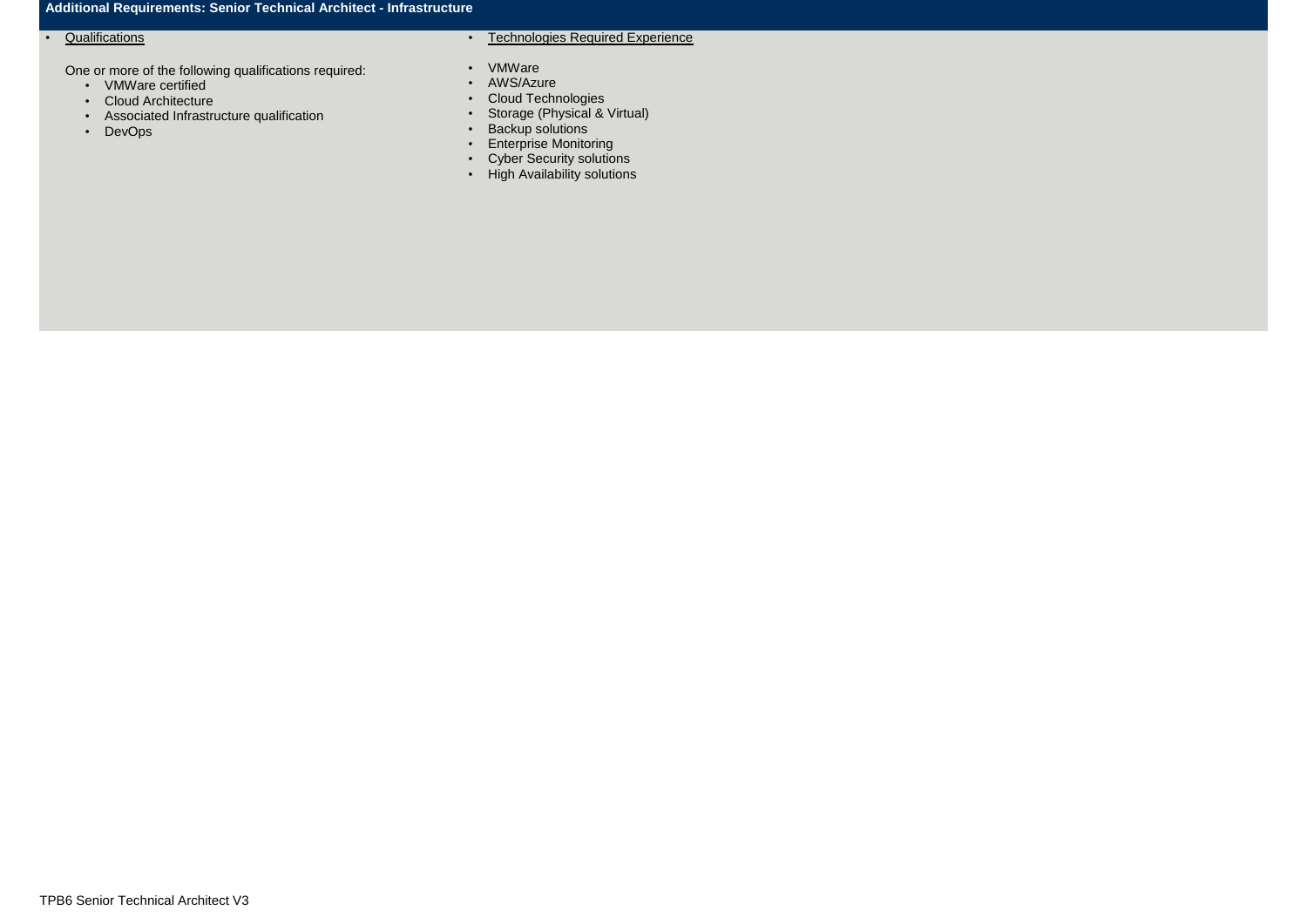## Additional Requirements: Senior Technical Architect - Infrastructure

- Qualifications

  One or more of the following qualifications required:
  - VMWare certified
  - Cloud Architecture
  - Associated Infrastructure qualification
  - DevOps

- Technologies Required Experience
  - VMWare
  - AWS/Azure
  - Cloud Technologies
  - Storage (Physical & Virtual)
  - Backup solutions
  - Enterprise Monitoring
  - Cyber Security solutions
  - High Availability solutions